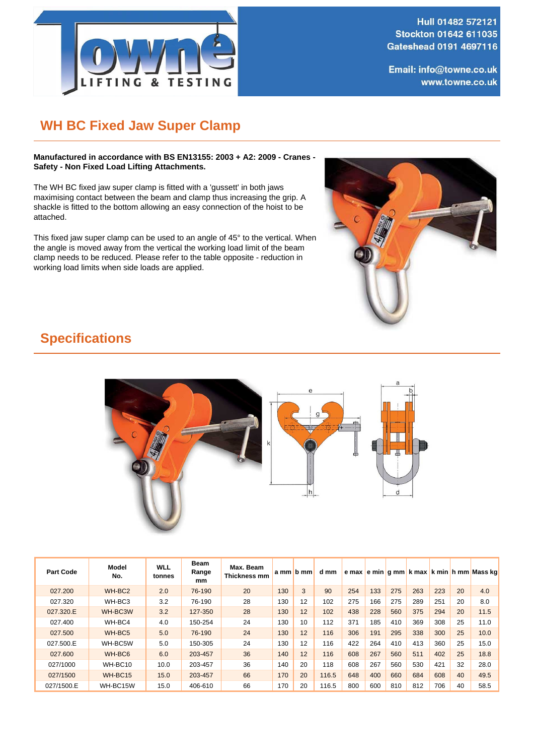Hull 01482 572121
Stockton 01642 611035
Gateshead 0191 4697116

Email: info@towne.co.uk
www.towne.co.uk

# WH BC Fixed Jaw Super Clamp

**Manufactured in accordance with BS EN13155: 2003 + A2: 2009 - Cranes - Safety - Non Fixed Load Lifting Attachments.**

The WH BC fixed jaw super clamp is fitted with a 'gussett' in both jaws maximising contact between the beam and clamp thus increasing the grip. A shackle is fitted to the bottom allowing an easy connection of the hoist to be attached.

This fixed jaw super clamp can be used to an angle of 45° to the vertical. When the angle is moved away from the vertical the working load limit of the beam clamp needs to be reduced. Please refer to the table opposite - reduction in working load limits when side loads are applied.

## Specifications

| Part Code | Model No. | WLL tonnes | Beam Range mm | Max. Beam Thickness mm | a mm | b mm | d mm | e max | e min | g mm | k max | k min | h mm | Mass kg |
|---|---|---|---|---|---|---|---|---|---|---|---|---|---|---|
| 027.200 | WH-BC2 | 2.0 | 76-190 | 20 | 130 | 3 | 90 | 254 | 133 | 275 | 263 | 223 | 20 | 4.0 |
| 027.320 | WH-BC3 | 3.2 | 76-190 | 28 | 130 | 12 | 102 | 275 | 166 | 275 | 289 | 251 | 20 | 8.0 |
| 027.320.E | WH-BC3W | 3.2 | 127-350 | 28 | 130 | 12 | 102 | 438 | 228 | 560 | 375 | 294 | 20 | 11.5 |
| 027.400 | WH-BC4 | 4.0 | 150-254 | 24 | 130 | 10 | 112 | 371 | 185 | 410 | 369 | 308 | 25 | 11.0 |
| 027.500 | WH-BC5 | 5.0 | 76-190 | 24 | 130 | 12 | 116 | 306 | 191 | 295 | 338 | 300 | 25 | 10.0 |
| 027.500.E | WH-BC5W | 5.0 | 150-305 | 24 | 130 | 12 | 116 | 422 | 264 | 410 | 413 | 360 | 25 | 15.0 |
| 027.600 | WH-BC6 | 6.0 | 203-457 | 36 | 140 | 12 | 116 | 608 | 267 | 560 | 511 | 402 | 25 | 18.8 |
| 027/1000 | WH-BC10 | 10.0 | 203-457 | 36 | 140 | 20 | 118 | 608 | 267 | 560 | 530 | 421 | 32 | 28.0 |
| 027/1500 | WH-BC15 | 15.0 | 203-457 | 66 | 170 | 20 | 116.5 | 648 | 400 | 660 | 684 | 608 | 40 | 49.5 |
| 027/1500.E | WH-BC15W | 15.0 | 406-610 | 66 | 170 | 20 | 116.5 | 800 | 600 | 810 | 812 | 706 | 40 | 58.5 |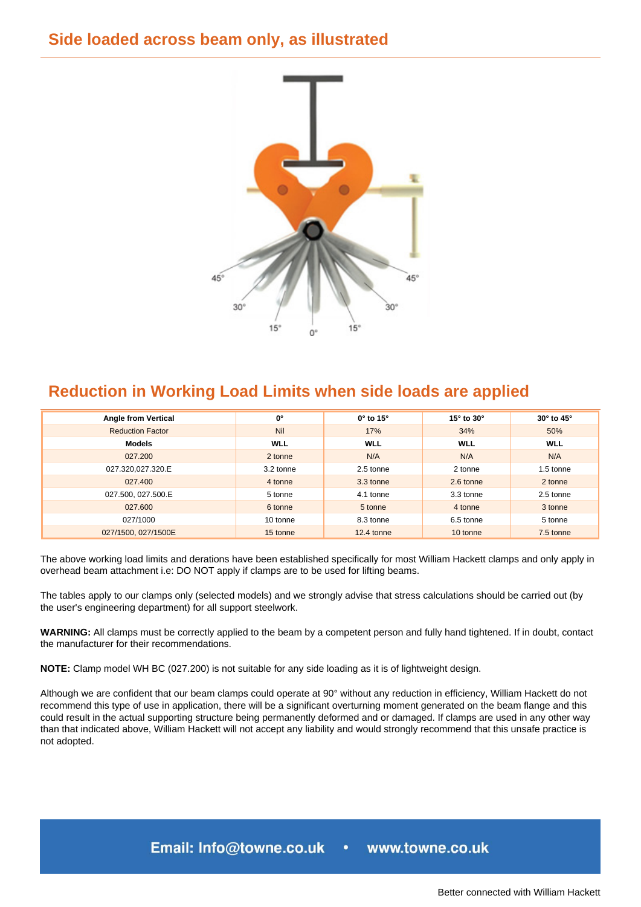## Side loaded across beam only, as illustrated

45°
30°
15°
0°
15°
30°
45°

## Reduction in Working Load Limits when side loads are applied

| Angle from Vertical | 0° | 0° to 15° | 15° to 30° | 30° to 45° |
|---|---|---|---|---|
| Reduction Factor | Nil | 17% | 34% | 50% |
| **Models** | **WLL** | **WLL** | **WLL** | **WLL** |
| 027.200 | 2 tonne | N/A | N/A | N/A |
| 027.320,027.320.E | 3.2 tonne | 2.5 tonne | 2 tonne | 1.5 tonne |
| 027.400 | 4 tonne | 3.3 tonne | 2.6 tonne | 2 tonne |
| 027.500, 027.500.E | 5 tonne | 4.1 tonne | 3.3 tonne | 2.5 tonne |
| 027.600 | 6 tonne | 5 tonne | 4 tonne | 3 tonne |
| 027/1000 | 10 tonne | 8.3 tonne | 6.5 tonne | 5 tonne |
| 027/1500, 027/1500E | 15 tonne | 12.4 tonne | 10 tonne | 7.5 tonne |

The above working load limits and derations have been established specifically for most William Hackett clamps and only apply in overhead beam attachment i.e: DO NOT apply if clamps are to be used for lifting beams.

The tables apply to our clamps only (selected models) and we strongly advise that stress calculations should be carried out (by the user's engineering department) for all support steelwork.

**WARNING:** All clamps must be correctly applied to the beam by a competent person and fully hand tightened. If in doubt, contact the manufacturer for their recommendations.

**NOTE:** Clamp model WH BC (027.200) is not suitable for any side loading as it is of lightweight design.

Although we are confident that our beam clamps could operate at 90° without any reduction in efficiency, William Hackett do not recommend this type of use in application, there will be a significant overturning moment generated on the beam flange and this could result in the actual supporting structure being permanently deformed and or damaged. If clamps are used in any other way than that indicated above, William Hackett will not accept any liability and would strongly recommend that this unsafe practice is not adopted.

**Email: Info@towne.co.uk • www.towne.co.uk**

Better connected with William Hackett